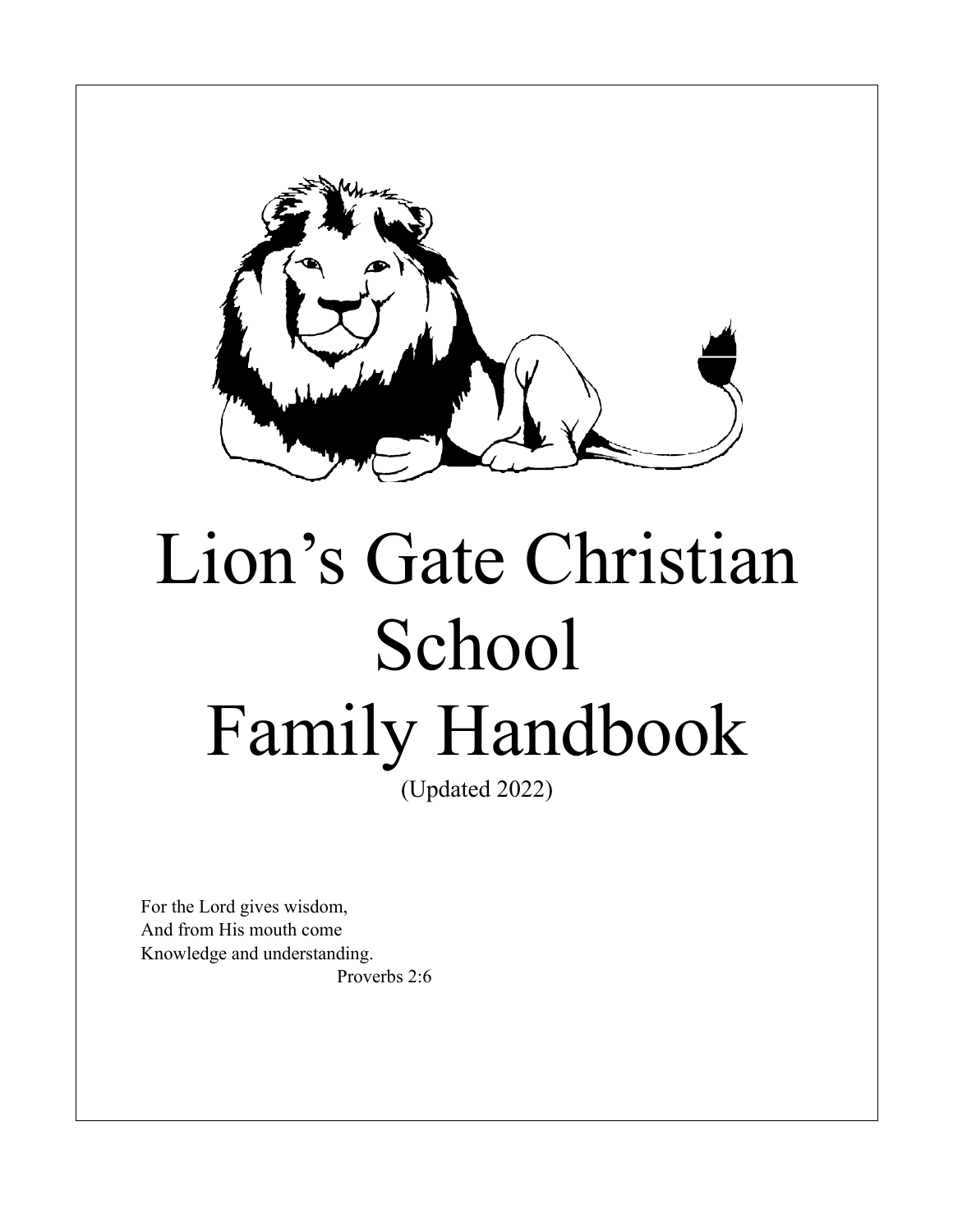# Lion's Gate Christian School Family Handbook

(Updated 2022)

For the Lord gives wisdom,
And from His mouth come
Knowledge and understanding.
Proverbs 2:6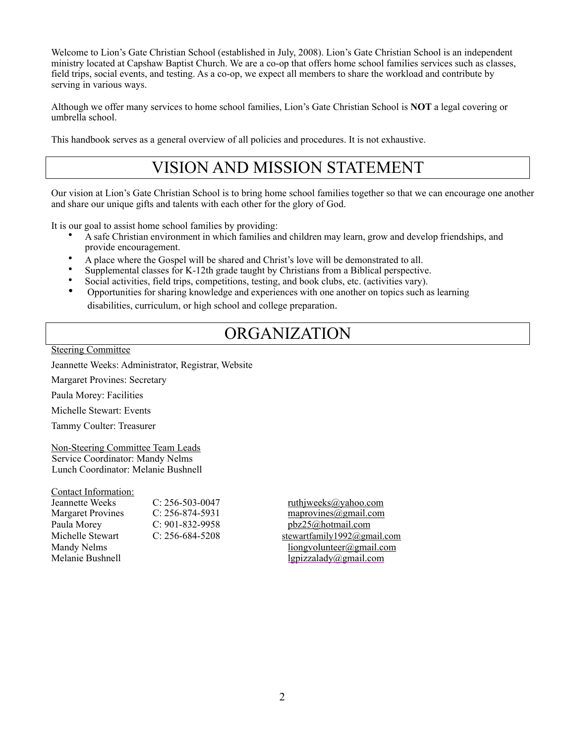Welcome to Lion's Gate Christian School (established in July, 2008). Lion's Gate Christian School is an independent ministry located at Capshaw Baptist Church. We are a co-op that offers home school families services such as classes, field trips, social events, and testing. As a co-op, we expect all members to share the workload and contribute by serving in various ways.

Although we offer many services to home school families, Lion's Gate Christian School is **NOT** a legal covering or umbrella school.

This handbook serves as a general overview of all policies and procedures. It is not exhaustive.

# VISION AND MISSION STATEMENT

Our vision at Lion's Gate Christian School is to bring home school families together so that we can encourage one another and share our unique gifts and talents with each other for the glory of God.

It is our goal to assist home school families by providing:

- A safe Christian environment in which families and children may learn, grow and develop friendships, and provide encouragement.
- A place where the Gospel will be shared and Christ's love will be demonstrated to all.
- Supplemental classes for K-12th grade taught by Christians from a Biblical perspective.
- Social activities, field trips, competitions, testing, and book clubs, etc. (activities vary).
- Opportunities for sharing knowledge and experiences with one another on topics such as learning disabilities, curriculum, or high school and college preparation.

# ORGANIZATION

Steering Committee

Jeannette Weeks: Administrator, Registrar, Website

Margaret Provines: Secretary

Paula Morey: Facilities

Michelle Stewart: Events

Tammy Coulter: Treasurer

Non-Steering Committee Team Leads

Service Coordinator: Mandy Nelms

Lunch Coordinator: Melanie Bushnell

Contact Information:

| | | |
|---|---|---|
| Jeannette Weeks | C: 256-503-0047 | ruthjweeks@yahoo.com |
| Margaret Provines | C: 256-874-5931 | maprovines@gmail.com |
| Paula Morey | C: 901-832-9958 | pbz25@hotmail.com |
| Michelle Stewart | C: 256-684-5208 | stewartfamily1992@gmail.com |
| Mandy Nelms | | liongvolunteer@gmail.com |
| Melanie Bushnell | | lgpizzalady@gmail.com |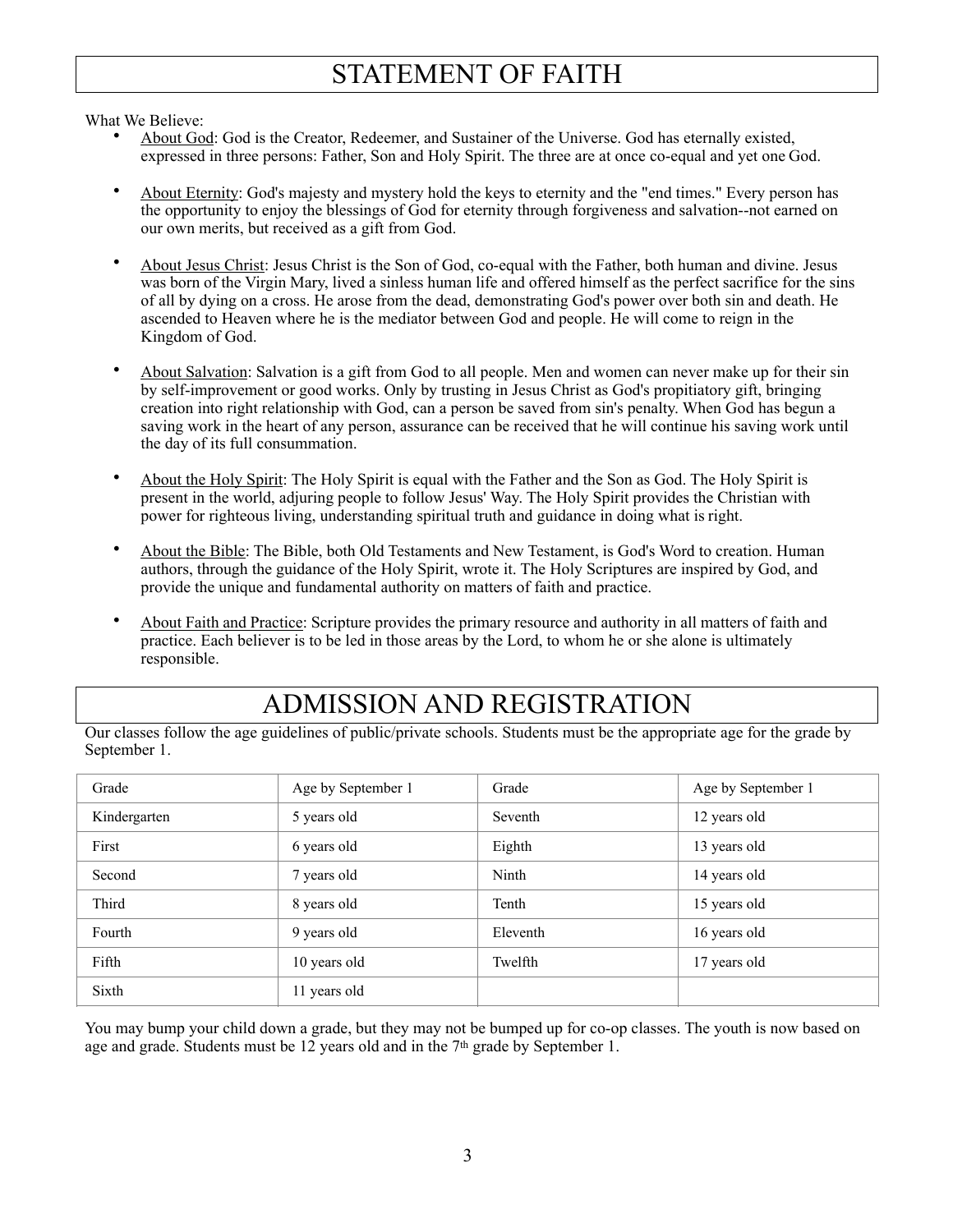# STATEMENT OF FAITH

What We Believe:

- About God: God is the Creator, Redeemer, and Sustainer of the Universe. God has eternally existed, expressed in three persons: Father, Son and Holy Spirit. The three are at once co-equal and yet one God.

- About Eternity: God's majesty and mystery hold the keys to eternity and the "end times." Every person has the opportunity to enjoy the blessings of God for eternity through forgiveness and salvation--not earned on our own merits, but received as a gift from God.

- About Jesus Christ: Jesus Christ is the Son of God, co-equal with the Father, both human and divine. Jesus was born of the Virgin Mary, lived a sinless human life and offered himself as the perfect sacrifice for the sins of all by dying on a cross. He arose from the dead, demonstrating God's power over both sin and death. He ascended to Heaven where he is the mediator between God and people. He will come to reign in the Kingdom of God.

- About Salvation: Salvation is a gift from God to all people. Men and women can never make up for their sin by self-improvement or good works. Only by trusting in Jesus Christ as God's propitiatory gift, bringing creation into right relationship with God, can a person be saved from sin's penalty. When God has begun a saving work in the heart of any person, assurance can be received that he will continue his saving work until the day of its full consummation.

- About the Holy Spirit: The Holy Spirit is equal with the Father and the Son as God. The Holy Spirit is present in the world, adjuring people to follow Jesus' Way. The Holy Spirit provides the Christian with power for righteous living, understanding spiritual truth and guidance in doing what is right.

- About the Bible: The Bible, both Old Testaments and New Testament, is God's Word to creation. Human authors, through the guidance of the Holy Spirit, wrote it. The Holy Scriptures are inspired by God, and provide the unique and fundamental authority on matters of faith and practice.

- About Faith and Practice: Scripture provides the primary resource and authority in all matters of faith and practice. Each believer is to be led in those areas by the Lord, to whom he or she alone is ultimately responsible.

# ADMISSION AND REGISTRATION

Our classes follow the age guidelines of public/private schools. Students must be the appropriate age for the grade by September 1.

| Grade | Age by September 1 | Grade | Age by September 1 |
|---|---|---|---|
| Kindergarten | 5 years old | Seventh | 12 years old |
| First | 6 years old | Eighth | 13 years old |
| Second | 7 years old | Ninth | 14 years old |
| Third | 8 years old | Tenth | 15 years old |
| Fourth | 9 years old | Eleventh | 16 years old |
| Fifth | 10 years old | Twelfth | 17 years old |
| Sixth | 11 years old | | |

You may bump your child down a grade, but they may not be bumped up for co-op classes. The youth is now based on age and grade. Students must be 12 years old and in the 7th grade by September 1.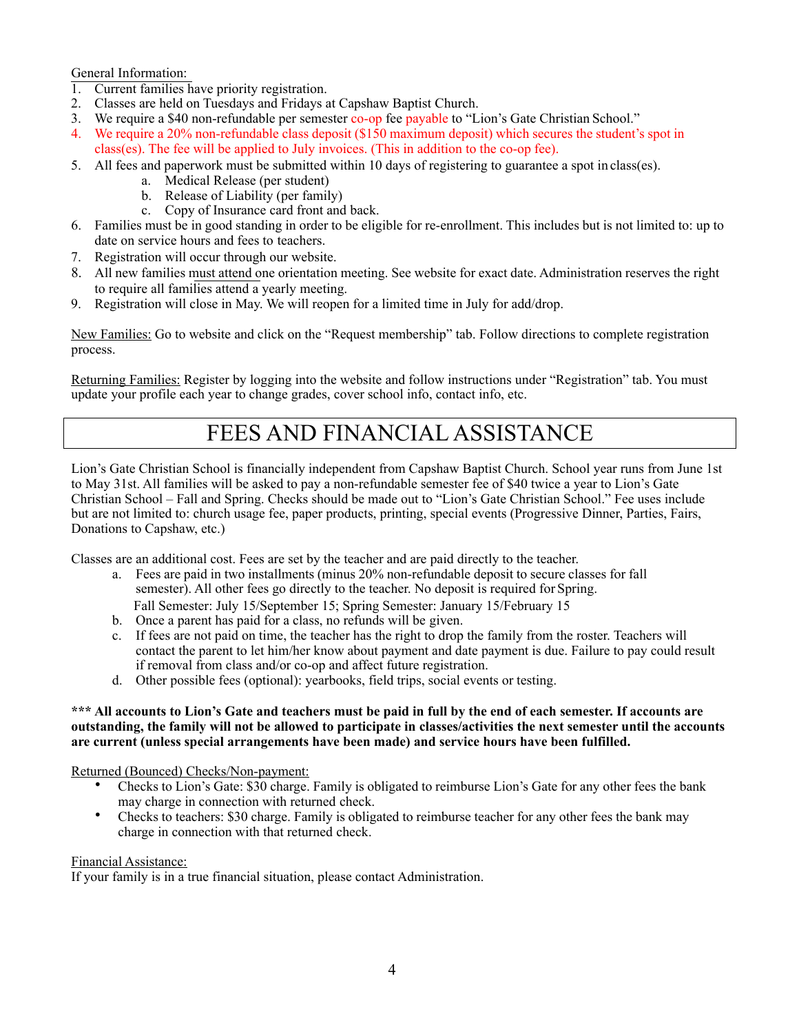General Information:

1. Current families have priority registration.
2. Classes are held on Tuesdays and Fridays at Capshaw Baptist Church.
3. We require a $40 non-refundable per semester co-op fee payable to "Lion's Gate Christian School."
4. We require a 20% non-refundable class deposit ($150 maximum deposit) which secures the student's spot in class(es). The fee will be applied to July invoices. (This in addition to the co-op fee).
5. All fees and paperwork must be submitted within 10 days of registering to guarantee a spot in class(es).
   a. Medical Release (per student)
   b. Release of Liability (per family)
   c. Copy of Insurance card front and back.
6. Families must be in good standing in order to be eligible for re-enrollment. This includes but is not limited to: up to date on service hours and fees to teachers.
7. Registration will occur through our website.
8. All new families must attend one orientation meeting. See website for exact date. Administration reserves the right to require all families attend a yearly meeting.
9. Registration will close in May. We will reopen for a limited time in July for add/drop.

New Families: Go to website and click on the "Request membership" tab. Follow directions to complete registration process.

Returning Families: Register by logging into the website and follow instructions under "Registration" tab. You must update your profile each year to change grades, cover school info, contact info, etc.

# FEES AND FINANCIAL ASSISTANCE

Lion's Gate Christian School is financially independent from Capshaw Baptist Church. School year runs from June 1st to May 31st. All families will be asked to pay a non-refundable semester fee of $40 twice a year to Lion's Gate Christian School – Fall and Spring. Checks should be made out to "Lion's Gate Christian School." Fee uses include but are not limited to: church usage fee, paper products, printing, special events (Progressive Dinner, Parties, Fairs, Donations to Capshaw, etc.)

Classes are an additional cost. Fees are set by the teacher and are paid directly to the teacher.

a. Fees are paid in two installments (minus 20% non-refundable deposit to secure classes for fall semester). All other fees go directly to the teacher. No deposit is required for Spring.
   Fall Semester: July 15/September 15; Spring Semester: January 15/February 15
b. Once a parent has paid for a class, no refunds will be given.
c. If fees are not paid on time, the teacher has the right to drop the family from the roster. Teachers will contact the parent to let him/her know about payment and date payment is due. Failure to pay could result if removal from class and/or co-op and affect future registration.
d. Other possible fees (optional): yearbooks, field trips, social events or testing.

**\*\*\* All accounts to Lion's Gate and teachers must be paid in full by the end of each semester. If accounts are outstanding, the family will not be allowed to participate in classes/activities the next semester until the accounts are current (unless special arrangements have been made) and service hours have been fulfilled.**

Returned (Bounced) Checks/Non-payment:

- Checks to Lion's Gate: $30 charge. Family is obligated to reimburse Lion's Gate for any other fees the bank may charge in connection with returned check.
- Checks to teachers: $30 charge. Family is obligated to reimburse teacher for any other fees the bank may charge in connection with that returned check.

Financial Assistance:
If your family is in a true financial situation, please contact Administration.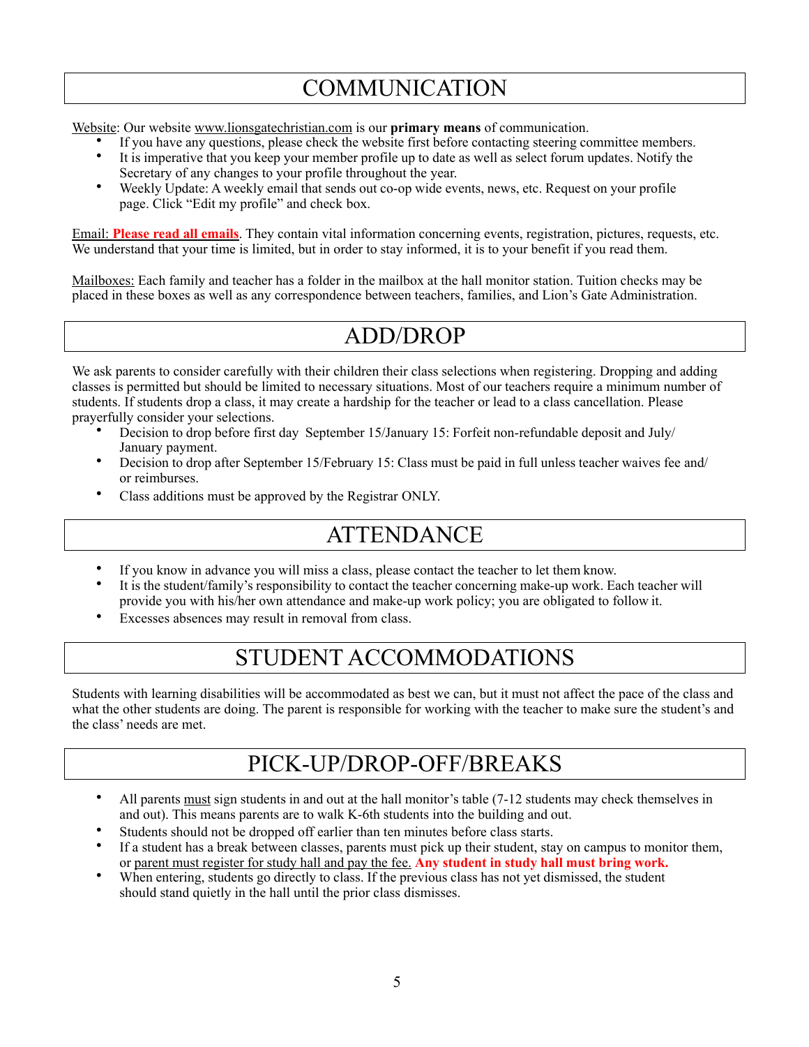# COMMUNICATION

Website: Our website www.lionsgatechristian.com is our **primary means** of communication.

- If you have any questions, please check the website first before contacting steering committee members.
- It is imperative that you keep your member profile up to date as well as select forum updates. Notify the Secretary of any changes to your profile throughout the year.
- Weekly Update: A weekly email that sends out co-op wide events, news, etc. Request on your profile page. Click "Edit my profile" and check box.

Email: **Please read all emails**. They contain vital information concerning events, registration, pictures, requests, etc. We understand that your time is limited, but in order to stay informed, it is to your benefit if you read them.

Mailboxes: Each family and teacher has a folder in the mailbox at the hall monitor station. Tuition checks may be placed in these boxes as well as any correspondence between teachers, families, and Lion's Gate Administration.

# ADD/DROP

We ask parents to consider carefully with their children their class selections when registering. Dropping and adding classes is permitted but should be limited to necessary situations. Most of our teachers require a minimum number of students. If students drop a class, it may create a hardship for the teacher or lead to a class cancellation. Please prayerfully consider your selections.

- Decision to drop before first day September 15/January 15: Forfeit non-refundable deposit and July/January payment.
- Decision to drop after September 15/February 15: Class must be paid in full unless teacher waives fee and/or reimburses.
- Class additions must be approved by the Registrar ONLY.

# ATTENDANCE

- If you know in advance you will miss a class, please contact the teacher to let them know.
- It is the student/family's responsibility to contact the teacher concerning make-up work. Each teacher will provide you with his/her own attendance and make-up work policy; you are obligated to follow it.
- Excesses absences may result in removal from class.

# STUDENT ACCOMMODATIONS

Students with learning disabilities will be accommodated as best we can, but it must not affect the pace of the class and what the other students are doing. The parent is responsible for working with the teacher to make sure the student's and the class' needs are met.

# PICK-UP/DROP-OFF/BREAKS

- All parents must sign students in and out at the hall monitor's table (7-12 students may check themselves in and out). This means parents are to walk K-6th students into the building and out.
- Students should not be dropped off earlier than ten minutes before class starts.
- If a student has a break between classes, parents must pick up their student, stay on campus to monitor them, or parent must register for study hall and pay the fee. **Any student in study hall must bring work.**
- When entering, students go directly to class. If the previous class has not yet dismissed, the student should stand quietly in the hall until the prior class dismisses.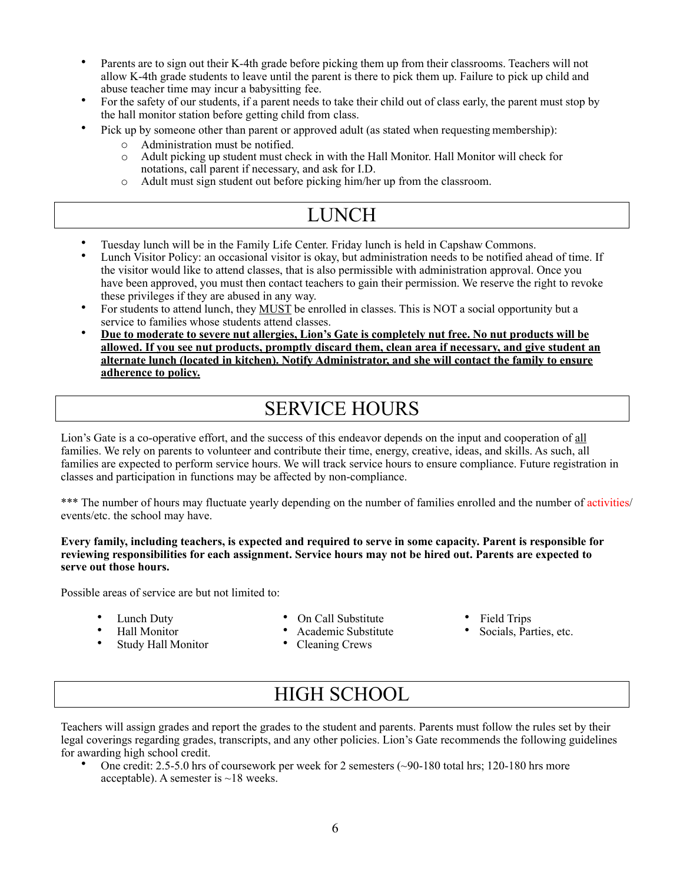- Parents are to sign out their K-4th grade before picking them up from their classrooms. Teachers will not allow K-4th grade students to leave until the parent is there to pick them up. Failure to pick up child and abuse teacher time may incur a babysitting fee.
- For the safety of our students, if a parent needs to take their child out of class early, the parent must stop by the hall monitor station before getting child from class.
- Pick up by someone other than parent or approved adult (as stated when requesting membership):
  - Administration must be notified.
  - Adult picking up student must check in with the Hall Monitor. Hall Monitor will check for notations, call parent if necessary, and ask for I.D.
  - Adult must sign student out before picking him/her up from the classroom.

# LUNCH

- Tuesday lunch will be in the Family Life Center. Friday lunch is held in Capshaw Commons.
- Lunch Visitor Policy: an occasional visitor is okay, but administration needs to be notified ahead of time. If the visitor would like to attend classes, that is also permissible with administration approval. Once you have been approved, you must then contact teachers to gain their permission. We reserve the right to revoke these privileges if they are abused in any way.
- For students to attend lunch, they <u>MUST</u> be enrolled in classes. This is NOT a social opportunity but a service to families whose students attend classes.
- **<u>Due to moderate to severe nut allergies, Lion's Gate is completely nut free. No nut products will be allowed. If you see nut products, promptly discard them, clean area if necessary, and give student an alternate lunch (located in kitchen). Notify Administrator, and she will contact the family to ensure adherence to policy.</u>**

# SERVICE HOURS

Lion's Gate is a co-operative effort, and the success of this endeavor depends on the input and cooperation of <u>all</u> families. We rely on parents to volunteer and contribute their time, energy, creative, ideas, and skills. As such, all families are expected to perform service hours. We will track service hours to ensure compliance. Future registration in classes and participation in functions may be affected by non-compliance.

*** The number of hours may fluctuate yearly depending on the number of families enrolled and the number of activities/ events/etc. the school may have.

**Every family, including teachers, is expected and required to serve in some capacity. Parent is responsible for reviewing responsibilities for each assignment. Service hours may not be hired out. Parents are expected to serve out those hours.**

Possible areas of service are but not limited to:

- Lunch Duty
- Hall Monitor
- Study Hall Monitor
- On Call Substitute
- Academic Substitute
- Cleaning Crews
- Field Trips
- Socials, Parties, etc.

# HIGH SCHOOL

Teachers will assign grades and report the grades to the student and parents. Parents must follow the rules set by their legal coverings regarding grades, transcripts, and any other policies. Lion's Gate recommends the following guidelines for awarding high school credit.

- One credit: 2.5-5.0 hrs of coursework per week for 2 semesters (~90-180 total hrs; 120-180 hrs more acceptable). A semester is ~18 weeks.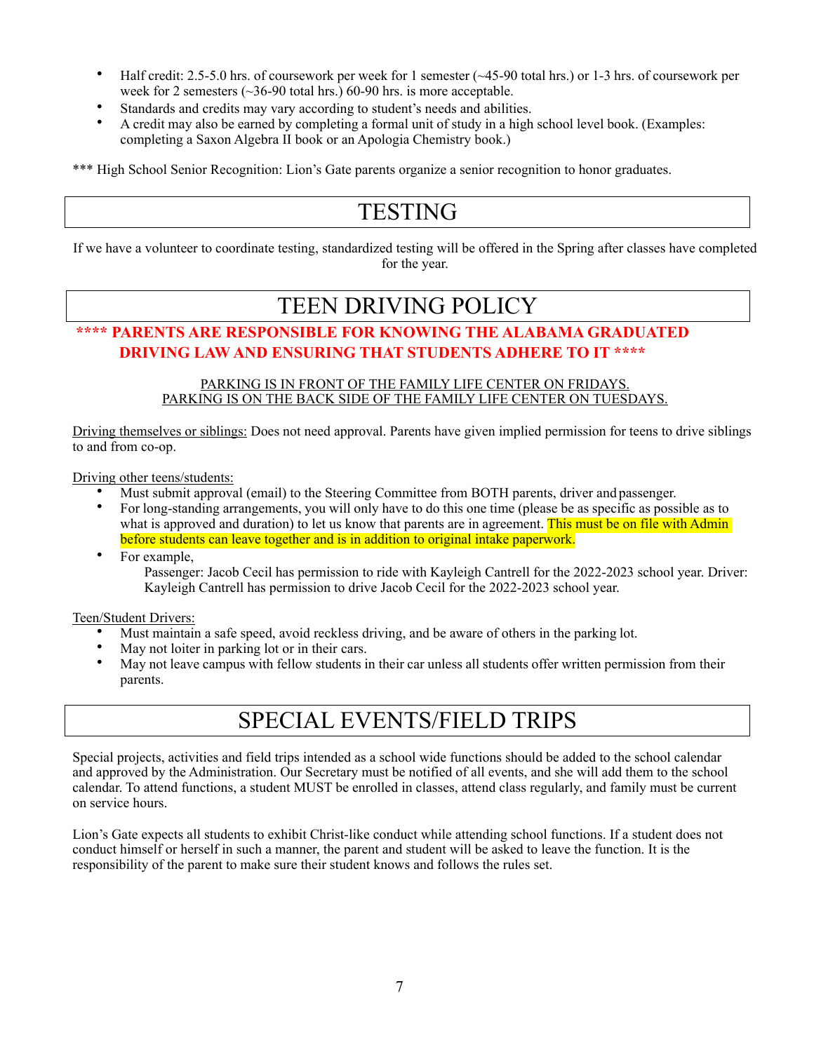- Half credit: 2.5-5.0 hrs. of coursework per week for 1 semester (~45-90 total hrs.) or 1-3 hrs. of coursework per week for 2 semesters (~36-90 total hrs.) 60-90 hrs. is more acceptable.
- Standards and credits may vary according to student's needs and abilities.
- A credit may also be earned by completing a formal unit of study in a high school level book. (Examples: completing a Saxon Algebra II book or an Apologia Chemistry book.)

*** High School Senior Recognition: Lion's Gate parents organize a senior recognition to honor graduates.

# TESTING

If we have a volunteer to coordinate testing, standardized testing will be offered in the Spring after classes have completed for the year.

# TEEN DRIVING POLICY

**\*\*\*\* PARENTS ARE RESPONSIBLE FOR KNOWING THE ALABAMA GRADUATED DRIVING LAW AND ENSURING THAT STUDENTS ADHERE TO IT \*\*\*\***

PARKING IS IN FRONT OF THE FAMILY LIFE CENTER ON FRIDAYS.
PARKING IS ON THE BACK SIDE OF THE FAMILY LIFE CENTER ON TUESDAYS.

Driving themselves or siblings: Does not need approval. Parents have given implied permission for teens to drive siblings to and from co-op.

Driving other teens/students:

- Must submit approval (email) to the Steering Committee from BOTH parents, driver and passenger.
- For long-standing arrangements, you will only have to do this one time (please be as specific as possible as to what is approved and duration) to let us know that parents are in agreement. This must be on file with Admin before students can leave together and is in addition to original intake paperwork.
- For example,
  Passenger: Jacob Cecil has permission to ride with Kayleigh Cantrell for the 2022-2023 school year. Driver: Kayleigh Cantrell has permission to drive Jacob Cecil for the 2022-2023 school year.

Teen/Student Drivers:

- Must maintain a safe speed, avoid reckless driving, and be aware of others in the parking lot.
- May not loiter in parking lot or in their cars.
- May not leave campus with fellow students in their car unless all students offer written permission from their parents.

# SPECIAL EVENTS/FIELD TRIPS

Special projects, activities and field trips intended as a school wide functions should be added to the school calendar and approved by the Administration. Our Secretary must be notified of all events, and she will add them to the school calendar. To attend functions, a student MUST be enrolled in classes, attend class regularly, and family must be current on service hours.

Lion's Gate expects all students to exhibit Christ-like conduct while attending school functions. If a student does not conduct himself or herself in such a manner, the parent and student will be asked to leave the function. It is the responsibility of the parent to make sure their student knows and follows the rules set.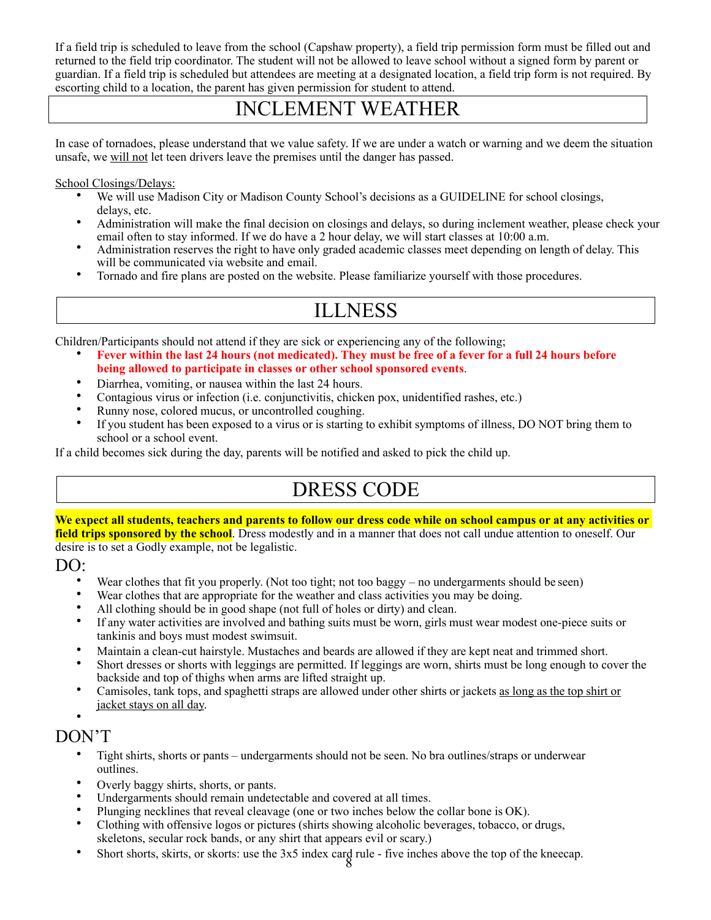If a field trip is scheduled to leave from the school (Capshaw property), a field trip permission form must be filled out and returned to the field trip coordinator. The student will not be allowed to leave school without a signed form by parent or guardian. If a field trip is scheduled but attendees are meeting at a designated location, a field trip form is not required. By escorting child to a location, the parent has given permission for student to attend.

# INCLEMENT WEATHER

In case of tornadoes, please understand that we value safety. If we are under a watch or warning and we deem the situation unsafe, we will not let teen drivers leave the premises until the danger has passed.

School Closings/Delays:

- We will use Madison City or Madison County School's decisions as a GUIDELINE for school closings, delays, etc.
- Administration will make the final decision on closings and delays, so during inclement weather, please check your email often to stay informed. If we do have a 2 hour delay, we will start classes at 10:00 a.m.
- Administration reserves the right to have only graded academic classes meet depending on length of delay. This will be communicated via website and email.
- Tornado and fire plans are posted on the website. Please familiarize yourself with those procedures.

# ILLNESS

Children/Participants should not attend if they are sick or experiencing any of the following;

- **Fever within the last 24 hours (not medicated). They must be free of a fever for a full 24 hours before being allowed to participate in classes or other school sponsored events**.
- Diarrhea, vomiting, or nausea within the last 24 hours.
- Contagious virus or infection (i.e. conjunctivitis, chicken pox, unidentified rashes, etc.)
- Runny nose, colored mucus, or uncontrolled coughing.
- If you student has been exposed to a virus or is starting to exhibit symptoms of illness, DO NOT bring them to school or a school event.

If a child becomes sick during the day, parents will be notified and asked to pick the child up.

# DRESS CODE

**We expect all students, teachers and parents to follow our dress code while on school campus or at any activities or field trips sponsored by the school**. Dress modestly and in a manner that does not call undue attention to oneself. Our desire is to set a Godly example, not be legalistic.

## DO:

- Wear clothes that fit you properly. (Not too tight; not too baggy – no undergarments should be seen)
- Wear clothes that are appropriate for the weather and class activities you may be doing.
- All clothing should be in good shape (not full of holes or dirty) and clean.
- If any water activities are involved and bathing suits must be worn, girls must wear modest one-piece suits or tankinis and boys must modest swimsuit.
- Maintain a clean-cut hairstyle. Mustaches and beards are allowed if they are kept neat and trimmed short.
- Short dresses or shorts with leggings are permitted. If leggings are worn, shirts must be long enough to cover the backside and top of thighs when arms are lifted straight up.
- Camisoles, tank tops, and spaghetti straps are allowed under other shirts or jackets as long as the top shirt or jacket stays on all day.

## DON'T

- Tight shirts, shorts or pants – undergarments should not be seen. No bra outlines/straps or underwear outlines.
- Overly baggy shirts, shorts, or pants.
- Undergarments should remain undetectable and covered at all times.
- Plunging necklines that reveal cleavage (one or two inches below the collar bone is OK).
- Clothing with offensive logos or pictures (shirts showing alcoholic beverages, tobacco, or drugs, skeletons, secular rock bands, or any shirt that appears evil or scary.)
- Short shorts, skirts, or skorts: use the 3x5 index card rule - five inches above the top of the kneecap.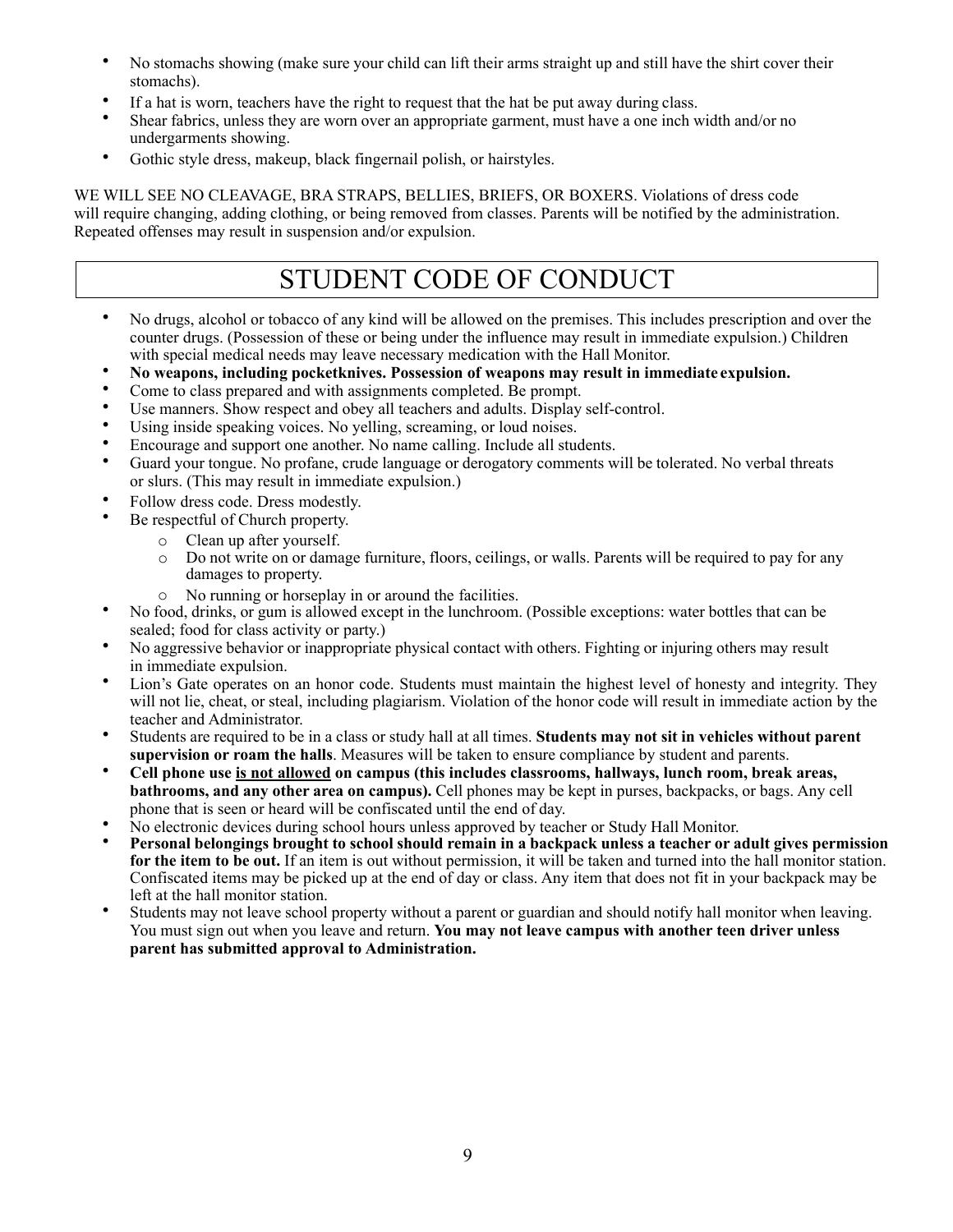- No stomachs showing (make sure your child can lift their arms straight up and still have the shirt cover their stomachs).
- If a hat is worn, teachers have the right to request that the hat be put away during class.
- Shear fabrics, unless they are worn over an appropriate garment, must have a one inch width and/or no undergarments showing.
- Gothic style dress, makeup, black fingernail polish, or hairstyles.

WE WILL SEE NO CLEAVAGE, BRA STRAPS, BELLIES, BRIEFS, OR BOXERS. Violations of dress code will require changing, adding clothing, or being removed from classes. Parents will be notified by the administration. Repeated offenses may result in suspension and/or expulsion.

# STUDENT CODE OF CONDUCT

- No drugs, alcohol or tobacco of any kind will be allowed on the premises. This includes prescription and over the counter drugs. (Possession of these or being under the influence may result in immediate expulsion.) Children with special medical needs may leave necessary medication with the Hall Monitor.
- **No weapons, including pocketknives. Possession of weapons may result in immediate expulsion.**
- Come to class prepared and with assignments completed. Be prompt.
- Use manners. Show respect and obey all teachers and adults. Display self-control.
- Using inside speaking voices. No yelling, screaming, or loud noises.
- Encourage and support one another. No name calling. Include all students.
- Guard your tongue. No profane, crude language or derogatory comments will be tolerated. No verbal threats or slurs. (This may result in immediate expulsion.)
- Follow dress code. Dress modestly.
- Be respectful of Church property.
  - Clean up after yourself.
  - Do not write on or damage furniture, floors, ceilings, or walls. Parents will be required to pay for any damages to property.
  - No running or horseplay in or around the facilities.
- No food, drinks, or gum is allowed except in the lunchroom. (Possible exceptions: water bottles that can be sealed; food for class activity or party.)
- No aggressive behavior or inappropriate physical contact with others. Fighting or injuring others may result in immediate expulsion.
- Lion's Gate operates on an honor code. Students must maintain the highest level of honesty and integrity. They will not lie, cheat, or steal, including plagiarism. Violation of the honor code will result in immediate action by the teacher and Administrator.
- Students are required to be in a class or study hall at all times. **Students may not sit in vehicles without parent supervision or roam the halls**. Measures will be taken to ensure compliance by student and parents.
- **Cell phone use <u>is not allowed</u> on campus (this includes classrooms, hallways, lunch room, break areas, bathrooms, and any other area on campus).** Cell phones may be kept in purses, backpacks, or bags. Any cell phone that is seen or heard will be confiscated until the end of day.
- No electronic devices during school hours unless approved by teacher or Study Hall Monitor.
- **Personal belongings brought to school should remain in a backpack unless a teacher or adult gives permission for the item to be out.** If an item is out without permission, it will be taken and turned into the hall monitor station. Confiscated items may be picked up at the end of day or class. Any item that does not fit in your backpack may be left at the hall monitor station.
- Students may not leave school property without a parent or guardian and should notify hall monitor when leaving. You must sign out when you leave and return. **You may not leave campus with another teen driver unless parent has submitted approval to Administration.**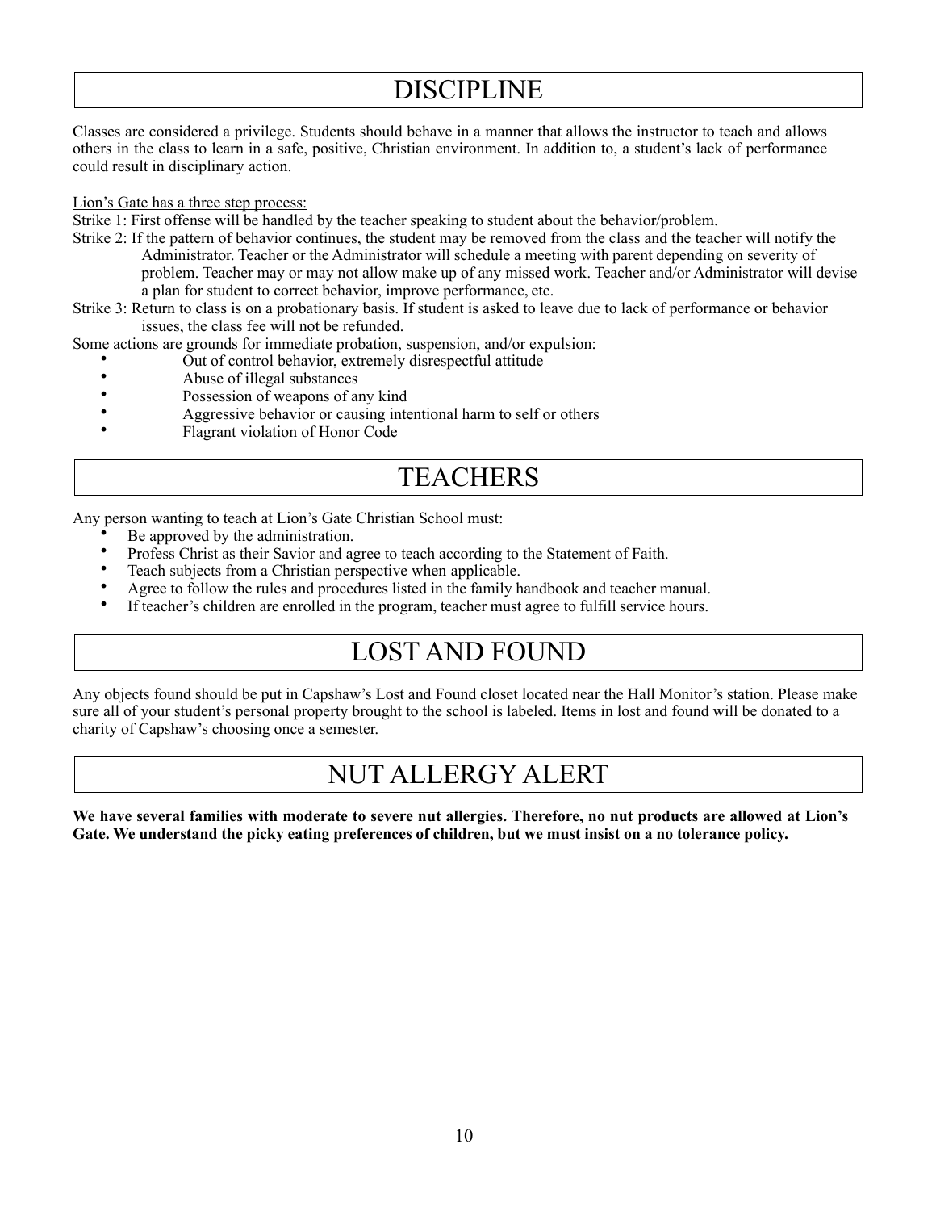# DISCIPLINE

Classes are considered a privilege. Students should behave in a manner that allows the instructor to teach and allows others in the class to learn in a safe, positive, Christian environment. In addition to, a student's lack of performance could result in disciplinary action.

Lion's Gate has a three step process:

Strike 1: First offense will be handled by the teacher speaking to student about the behavior/problem.

Strike 2: If the pattern of behavior continues, the student may be removed from the class and the teacher will notify the Administrator. Teacher or the Administrator will schedule a meeting with parent depending on severity of problem. Teacher may or may not allow make up of any missed work. Teacher and/or Administrator will devise a plan for student to correct behavior, improve performance, etc.

Strike 3: Return to class is on a probationary basis. If student is asked to leave due to lack of performance or behavior issues, the class fee will not be refunded.

Some actions are grounds for immediate probation, suspension, and/or expulsion:

- Out of control behavior, extremely disrespectful attitude
- Abuse of illegal substances
- Possession of weapons of any kind
- Aggressive behavior or causing intentional harm to self or others
- Flagrant violation of Honor Code

# TEACHERS

Any person wanting to teach at Lion's Gate Christian School must:

- Be approved by the administration.
- Profess Christ as their Savior and agree to teach according to the Statement of Faith.
- Teach subjects from a Christian perspective when applicable.
- Agree to follow the rules and procedures listed in the family handbook and teacher manual.
- If teacher's children are enrolled in the program, teacher must agree to fulfill service hours.

# LOST AND FOUND

Any objects found should be put in Capshaw's Lost and Found closet located near the Hall Monitor's station. Please make sure all of your student's personal property brought to the school is labeled. Items in lost and found will be donated to a charity of Capshaw's choosing once a semester.

# NUT ALLERGY ALERT

**We have several families with moderate to severe nut allergies. Therefore, no nut products are allowed at Lion's Gate. We understand the picky eating preferences of children, but we must insist on a no tolerance policy.**